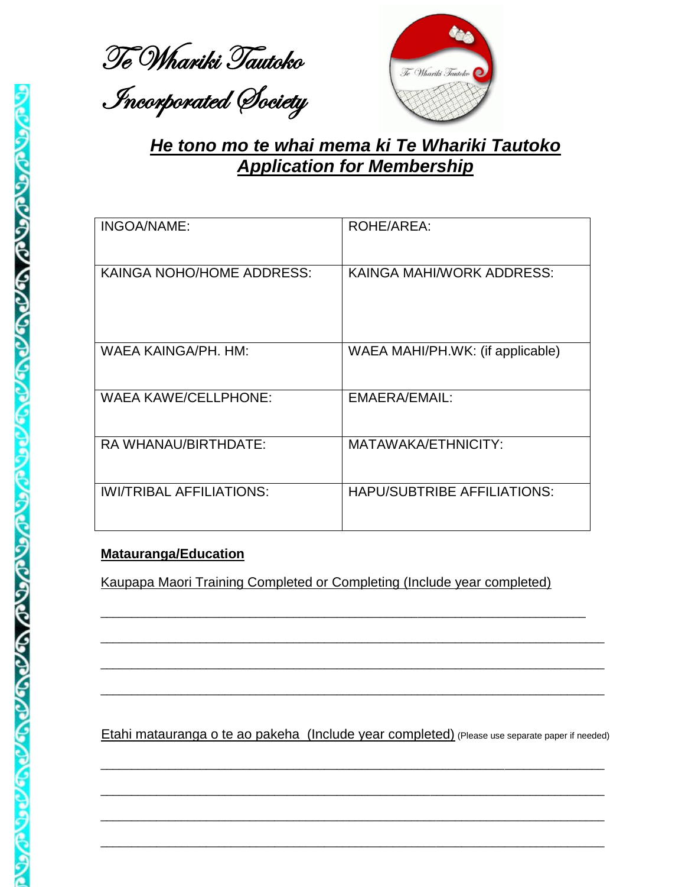# Te Whariki Tautoko Incorporated Society

## *He tono mo te whai mema ki Te Whariki Tautoko*
## *Application for Membership*

| | |
|---|---|
| INGOA/NAME: | ROHE/AREA: |
| KAINGA NOHO/HOME ADDRESS: | KAINGA MAHI/WORK ADDRESS: |
| WAEA KAINGA/PH. HM: | WAEA MAHI/PH.WK: (if applicable) |
| WAEA KAWE/CELLPHONE: | EMAERA/EMAIL: |
| RA WHANAU/BIRTHDATE: | MATAWAKA/ETHNICITY: |
| IWI/TRIBAL AFFILIATIONS: | HAPU/SUBTRIBE AFFILIATIONS: |

**Matauranga/Education**

Kaupapa Maori Training Completed or Completing (Include year completed)

____________________________________________________________________

____________________________________________________________________

____________________________________________________________________

____________________________________________________________________

Etahi matauranga o te ao pakeha (Include year completed) (Please use separate paper if needed)

____________________________________________________________________

____________________________________________________________________

____________________________________________________________________

____________________________________________________________________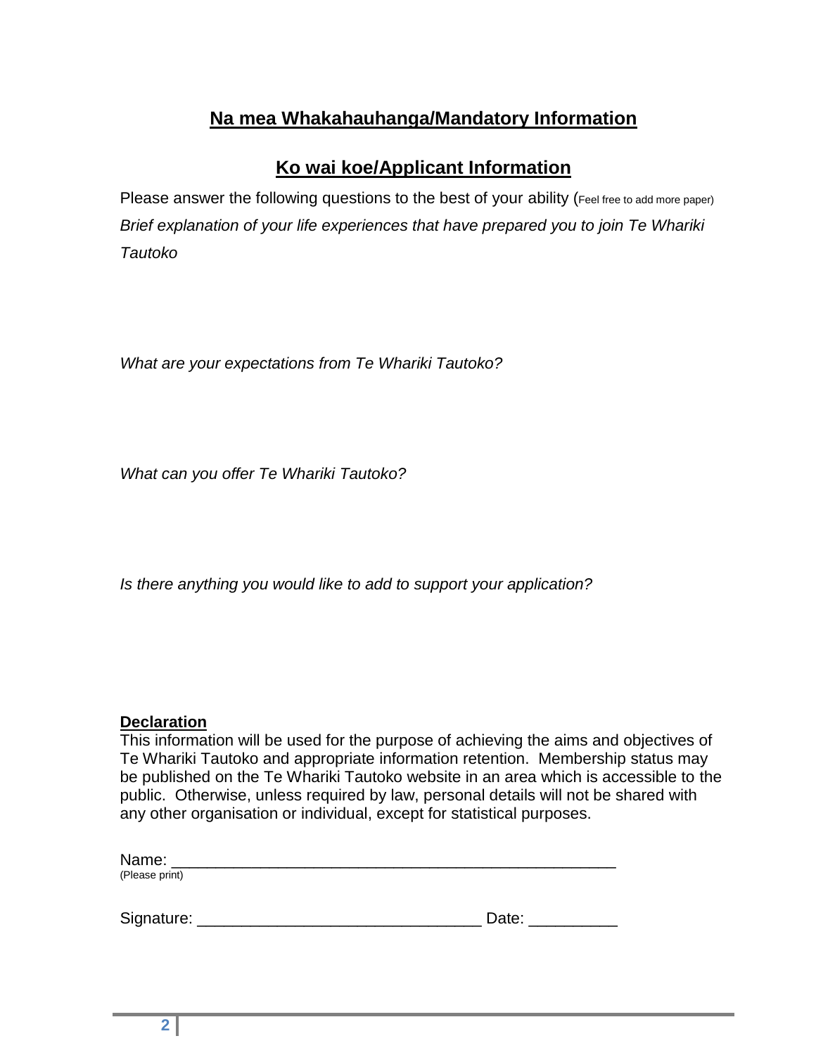## Na mea Whakahauhanga/Mandatory Information

## Ko wai koe/Applicant Information

Please answer the following questions to the best of your ability (Feel free to add more paper)

*Brief explanation of your life experiences that have prepared you to join Te Whariki Tautoko*

*What are your expectations from Te Whariki Tautoko?*

*What can you offer Te Whariki Tautoko?*

*Is there anything you would like to add to support your application?*

**Declaration**

This information will be used for the purpose of achieving the aims and objectives of Te Whariki Tautoko and appropriate information retention. Membership status may be published on the Te Whariki Tautoko website in an area which is accessible to the public. Otherwise, unless required by law, personal details will not be shared with any other organisation or individual, except for statistical purposes.

Name: ___________________________________________________
(Please print)

Signature: _______________________________ Date: __________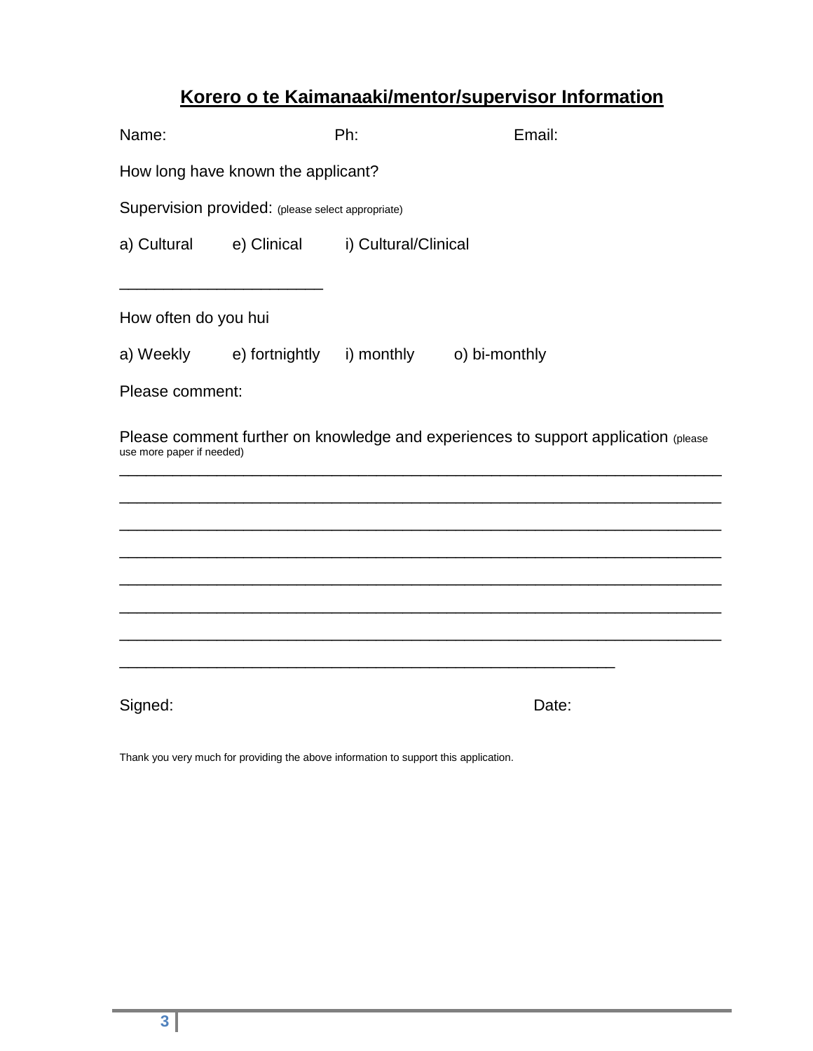## **Korero o te Kaimanaaki/mentor/supervisor Information**

Name: Ph: Email:

How long have known the applicant?

Supervision provided: (please select appropriate)

a) Cultural e) Clinical i) Cultural/Clinical

______________________

How often do you hui

a) Weekly e) fortnightly i) monthly o) bi-monthly

Please comment:

Please comment further on knowledge and experiences to support application (please use more paper if needed)

_________________________________________________________________

_________________________________________________________________

_________________________________________________________________

_________________________________________________________________

_________________________________________________________________

_________________________________________________________________

_________________________________________________________________

_____________________________________________________

Signed: Date:

Thank you very much for providing the above information to support this application.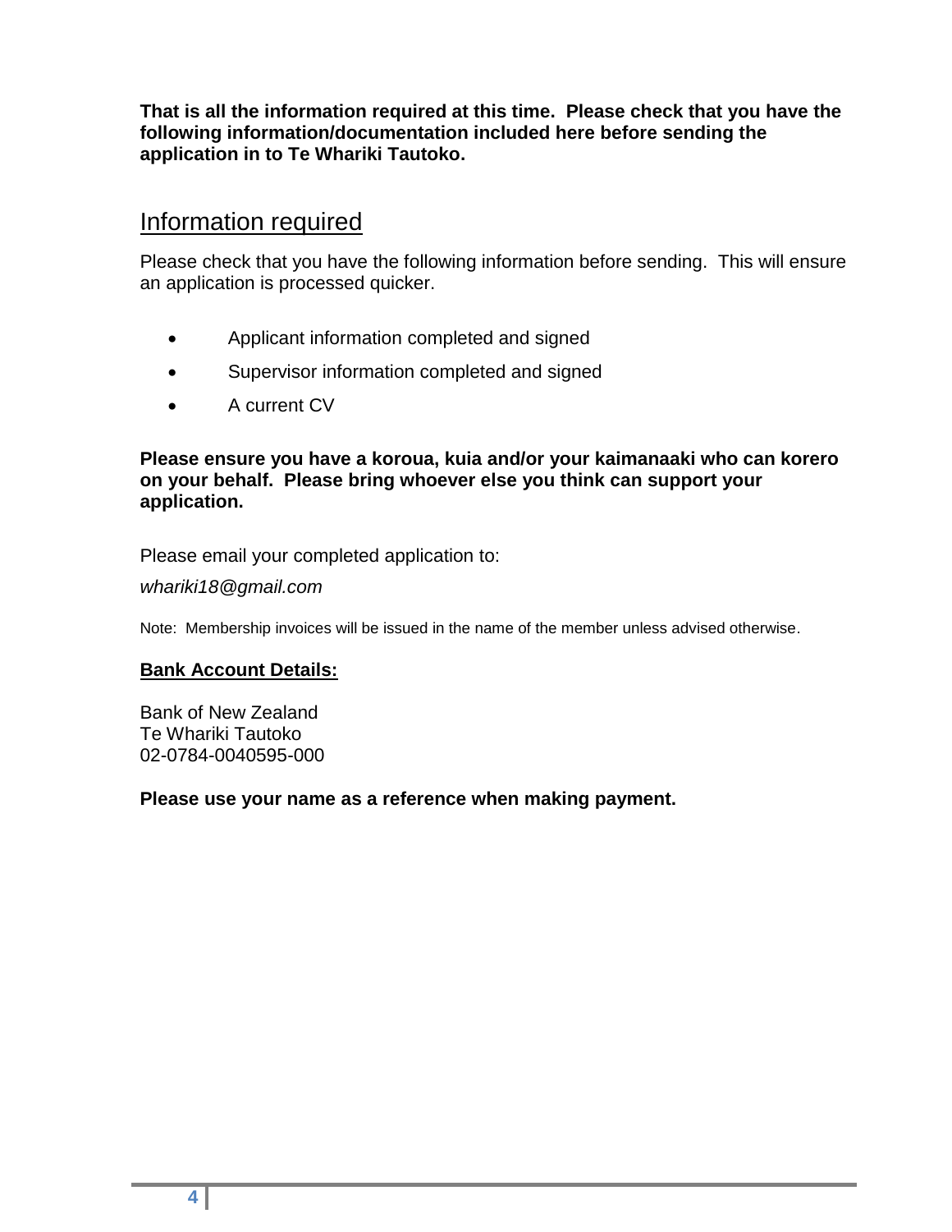**That is all the information required at this time. Please check that you have the following information/documentation included here before sending the application in to Te Whariki Tautoko.**

## Information required

Please check that you have the following information before sending. This will ensure an application is processed quicker.

- Applicant information completed and signed
- Supervisor information completed and signed
- A current CV

**Please ensure you have a koroua, kuia and/or your kaimanaaki who can korero on your behalf. Please bring whoever else you think can support your application.**

Please email your completed application to:

*whariki18@gmail.com*

Note: Membership invoices will be issued in the name of the member unless advised otherwise.

**Bank Account Details:**

Bank of New Zealand
Te Whariki Tautoko
02-0784-0040595-000

**Please use your name as a reference when making payment.**